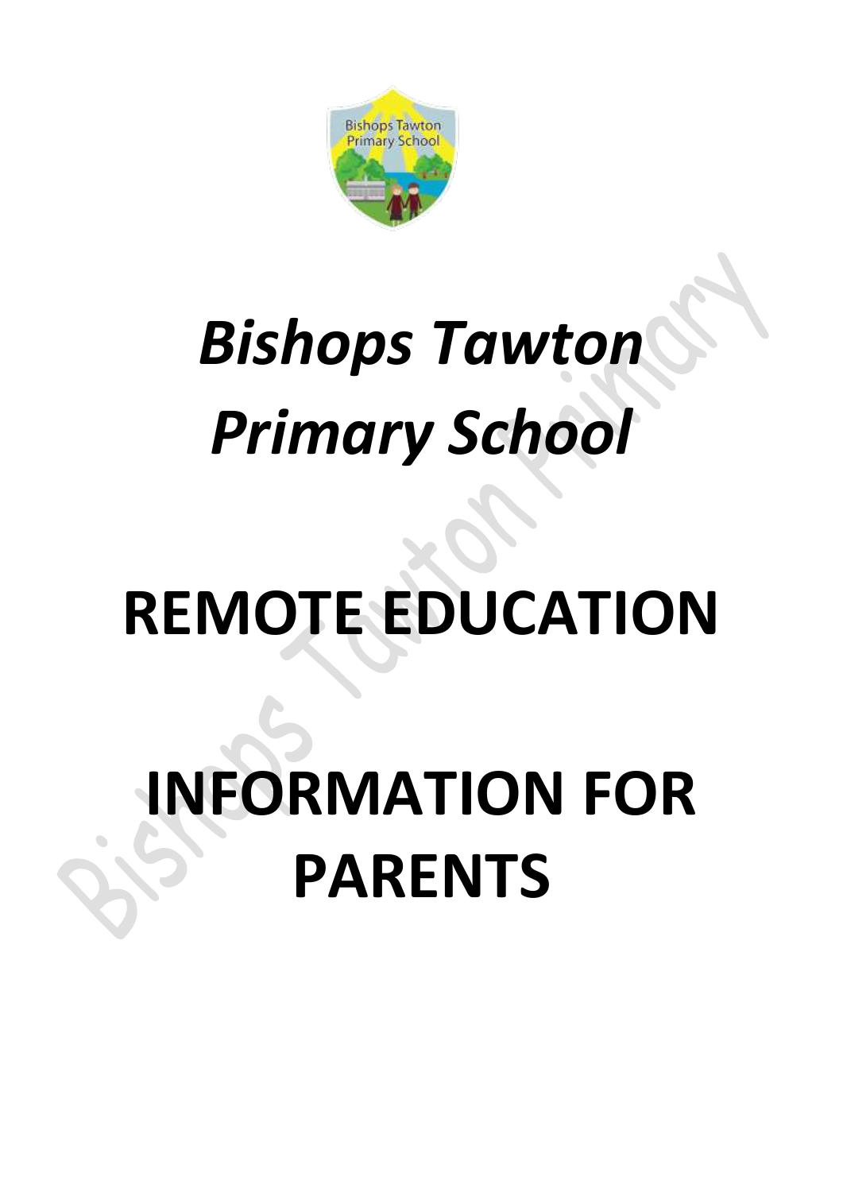# *Bishops Tawton Primary School*

# REMOTE EDUCATION

# INFORMATION FOR PARENTS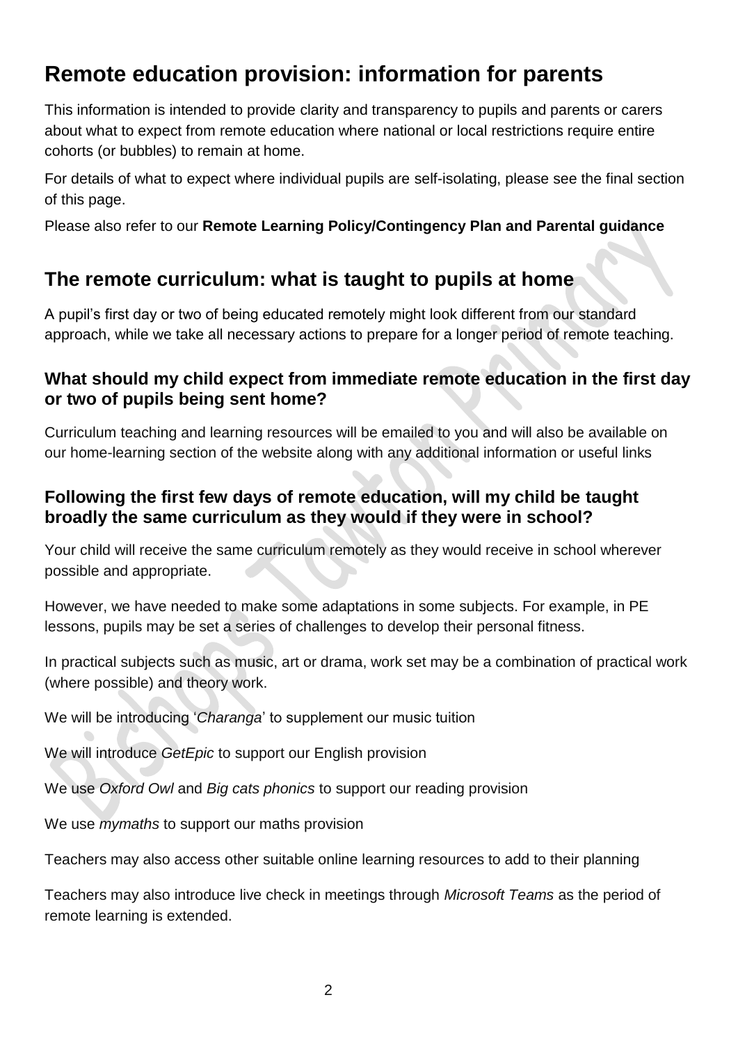# Remote education provision: information for parents

This information is intended to provide clarity and transparency to pupils and parents or carers about what to expect from remote education where national or local restrictions require entire cohorts (or bubbles) to remain at home.

For details of what to expect where individual pupils are self-isolating, please see the final section of this page.

Please also refer to our **Remote Learning Policy/Contingency Plan and Parental guidance**

## The remote curriculum: what is taught to pupils at home

A pupil's first day or two of being educated remotely might look different from our standard approach, while we take all necessary actions to prepare for a longer period of remote teaching.

### What should my child expect from immediate remote education in the first day or two of pupils being sent home?

Curriculum teaching and learning resources will be emailed to you and will also be available on our home-learning section of the website along with any additional information or useful links

### Following the first few days of remote education, will my child be taught broadly the same curriculum as they would if they were in school?

Your child will receive the same curriculum remotely as they would receive in school wherever possible and appropriate.

However, we have needed to make some adaptations in some subjects. For example, in PE lessons, pupils may be set a series of challenges to develop their personal fitness.

In practical subjects such as music, art or drama, work set may be a combination of practical work (where possible) and theory work.

We will be introducing '*Charanga*' to supplement our music tuition

We will introduce *GetEpic* to support our English provision

We use *Oxford Owl* and *Big cats phonics* to support our reading provision

We use *mymaths* to support our maths provision

Teachers may also access other suitable online learning resources to add to their planning

Teachers may also introduce live check in meetings through *Microsoft Teams* as the period of remote learning is extended.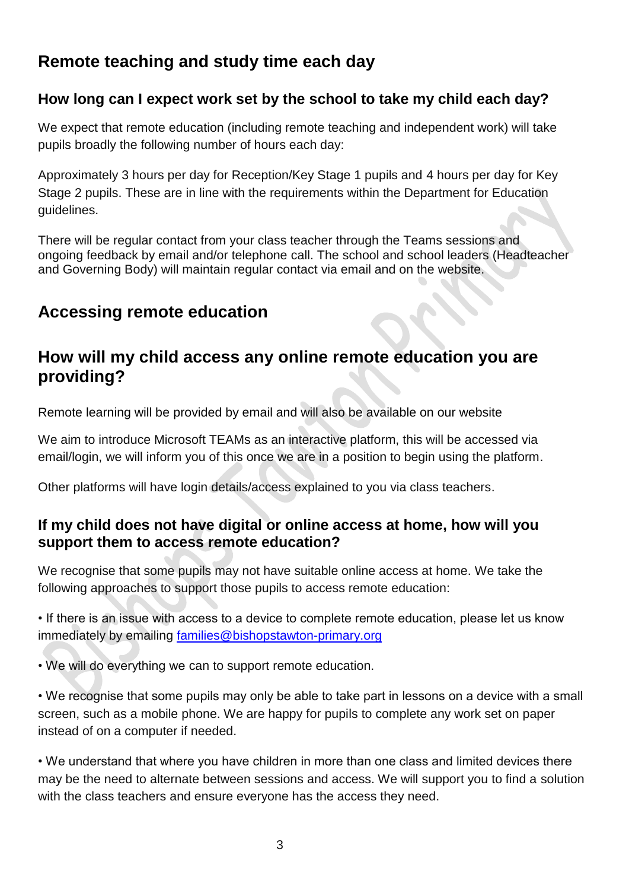## Remote teaching and study time each day

### How long can I expect work set by the school to take my child each day?

We expect that remote education (including remote teaching and independent work) will take pupils broadly the following number of hours each day:

Approximately 3 hours per day for Reception/Key Stage 1 pupils and 4 hours per day for Key Stage 2 pupils. These are in line with the requirements within the Department for Education guidelines.

There will be regular contact from your class teacher through the Teams sessions and ongoing feedback by email and/or telephone call. The school and school leaders (Headteacher and Governing Body) will maintain regular contact via email and on the website.

## Accessing remote education

## How will my child access any online remote education you are providing?

Remote learning will be provided by email and will also be available on our website

We aim to introduce Microsoft TEAMs as an interactive platform, this will be accessed via email/login, we will inform you of this once we are in a position to begin using the platform.

Other platforms will have login details/access explained to you via class teachers.

### If my child does not have digital or online access at home, how will you support them to access remote education?

We recognise that some pupils may not have suitable online access at home. We take the following approaches to support those pupils to access remote education:

• If there is an issue with access to a device to complete remote education, please let us know immediately by emailing families@bishopstawton-primary.org

• We will do everything we can to support remote education.

• We recognise that some pupils may only be able to take part in lessons on a device with a small screen, such as a mobile phone. We are happy for pupils to complete any work set on paper instead of on a computer if needed.

• We understand that where you have children in more than one class and limited devices there may be the need to alternate between sessions and access. We will support you to find a solution with the class teachers and ensure everyone has the access they need.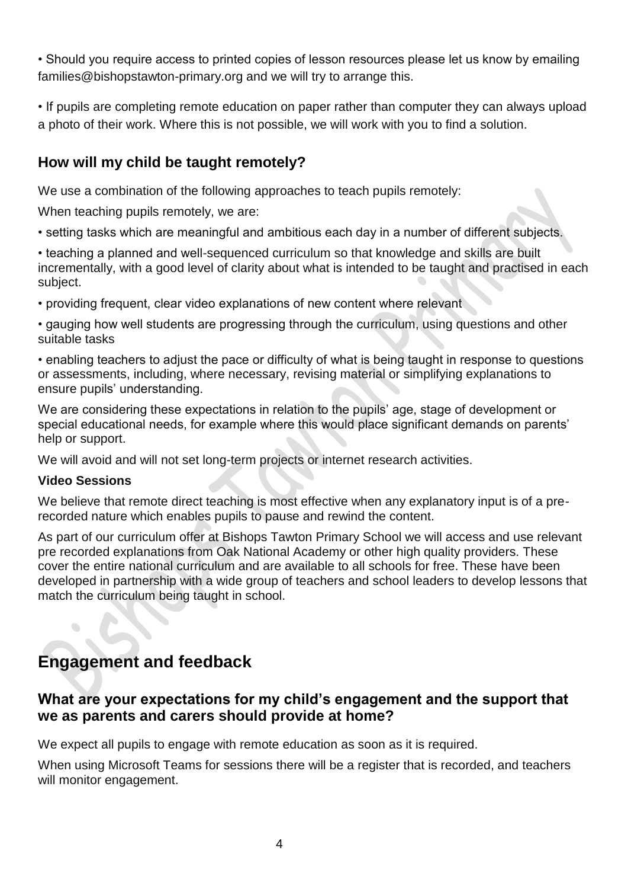• Should you require access to printed copies of lesson resources please let us know by emailing families@bishopstawton-primary.org and we will try to arrange this.

• If pupils are completing remote education on paper rather than computer they can always upload a photo of their work. Where this is not possible, we will work with you to find a solution.

### How will my child be taught remotely?

We use a combination of the following approaches to teach pupils remotely:

When teaching pupils remotely, we are:

• setting tasks which are meaningful and ambitious each day in a number of different subjects.

• teaching a planned and well-sequenced curriculum so that knowledge and skills are built incrementally, with a good level of clarity about what is intended to be taught and practised in each subject.

• providing frequent, clear video explanations of new content where relevant

• gauging how well students are progressing through the curriculum, using questions and other suitable tasks

• enabling teachers to adjust the pace or difficulty of what is being taught in response to questions or assessments, including, where necessary, revising material or simplifying explanations to ensure pupils' understanding.

We are considering these expectations in relation to the pupils' age, stage of development or special educational needs, for example where this would place significant demands on parents' help or support.

We will avoid and will not set long-term projects or internet research activities.

**Video Sessions**

We believe that remote direct teaching is most effective when any explanatory input is of a pre-recorded nature which enables pupils to pause and rewind the content.

As part of our curriculum offer at Bishops Tawton Primary School we will access and use relevant pre recorded explanations from Oak National Academy or other high quality providers. These cover the entire national curriculum and are available to all schools for free. These have been developed in partnership with a wide group of teachers and school leaders to develop lessons that match the curriculum being taught in school.

## Engagement and feedback

### What are your expectations for my child's engagement and the support that we as parents and carers should provide at home?

We expect all pupils to engage with remote education as soon as it is required.

When using Microsoft Teams for sessions there will be a register that is recorded, and teachers will monitor engagement.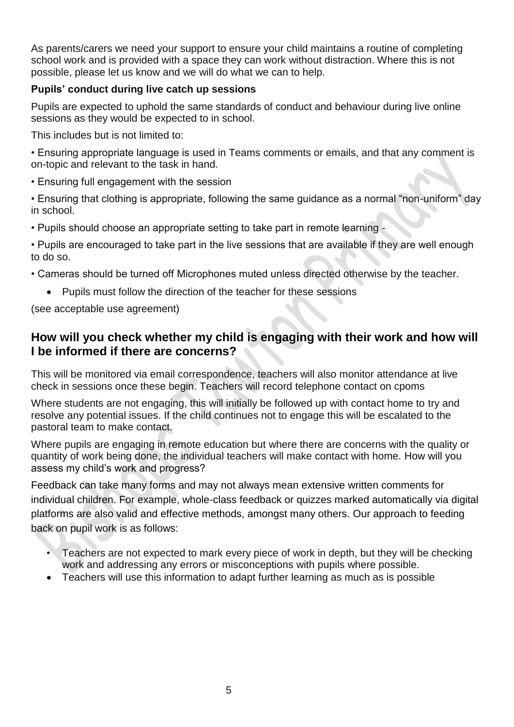As parents/carers we need your support to ensure your child maintains a routine of completing school work and is provided with a space they can work without distraction. Where this is not possible, please let us know and we will do what we can to help.

**Pupils' conduct during live catch up sessions**

Pupils are expected to uphold the same standards of conduct and behaviour during live online sessions as they would be expected to in school.

This includes but is not limited to:

• Ensuring appropriate language is used in Teams comments or emails, and that any comment is on-topic and relevant to the task in hand.

• Ensuring full engagement with the session

• Ensuring that clothing is appropriate, following the same guidance as a normal "non-uniform" day in school.

• Pupils should choose an appropriate setting to take part in remote learning -

• Pupils are encouraged to take part in the live sessions that are available if they are well enough to do so.

• Cameras should be turned off Microphones muted unless directed otherwise by the teacher.

- Pupils must follow the direction of the teacher for these sessions

(see acceptable use agreement)

## How will you check whether my child is engaging with their work and how will I be informed if there are concerns?

This will be monitored via email correspondence, teachers will also monitor attendance at live check in sessions once these begin. Teachers will record telephone contact on cpoms

Where students are not engaging, this will initially be followed up with contact home to try and resolve any potential issues. If the child continues not to engage this will be escalated to the pastoral team to make contact.

Where pupils are engaging in remote education but where there are concerns with the quality or quantity of work being done, the individual teachers will make contact with home. How will you assess my child's work and progress?

Feedback can take many forms and may not always mean extensive written comments for individual children. For example, whole-class feedback or quizzes marked automatically via digital platforms are also valid and effective methods, amongst many others. Our approach to feeding back on pupil work is as follows:

- Teachers are not expected to mark every piece of work in depth, but they will be checking work and addressing any errors or misconceptions with pupils where possible.
- Teachers will use this information to adapt further learning as much as is possible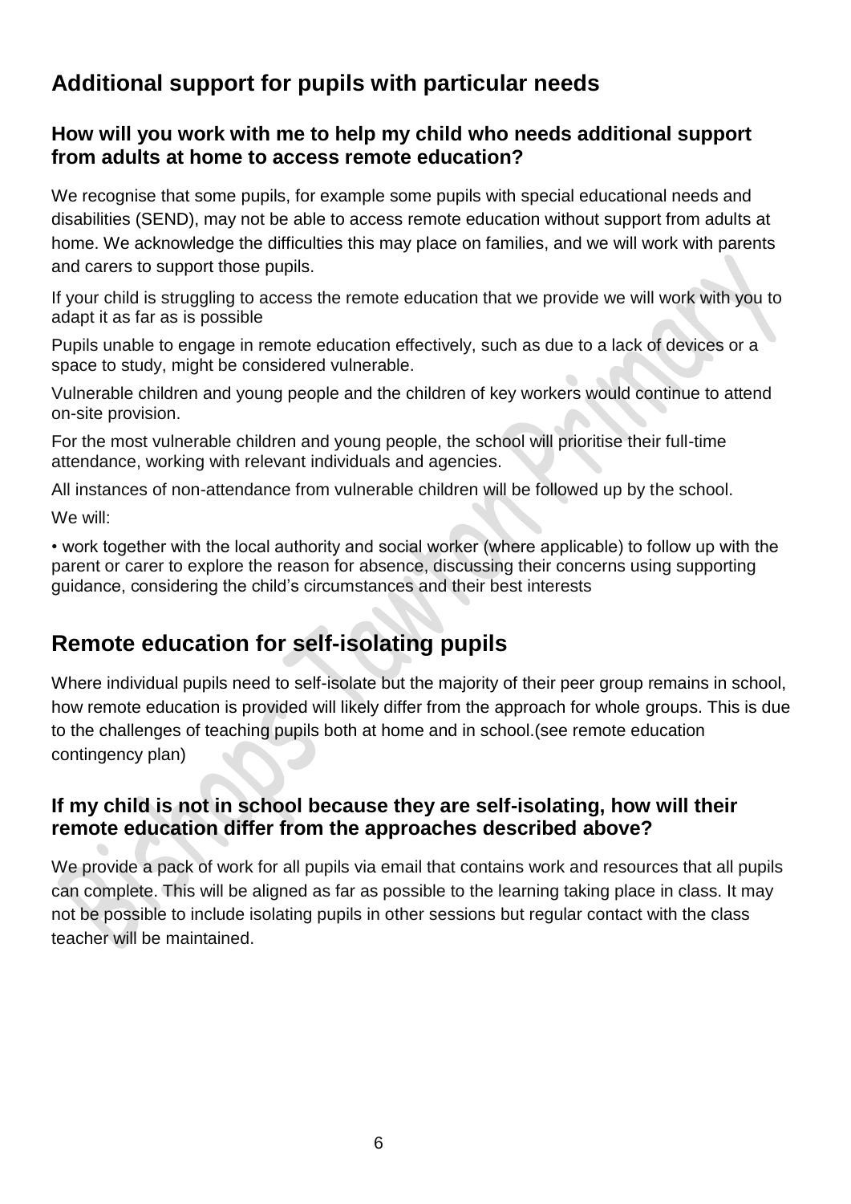## Additional support for pupils with particular needs

### How will you work with me to help my child who needs additional support from adults at home to access remote education?

We recognise that some pupils, for example some pupils with special educational needs and disabilities (SEND), may not be able to access remote education without support from adults at home. We acknowledge the difficulties this may place on families, and we will work with parents and carers to support those pupils.

If your child is struggling to access the remote education that we provide we will work with you to adapt it as far as is possible

Pupils unable to engage in remote education effectively, such as due to a lack of devices or a space to study, might be considered vulnerable.

Vulnerable children and young people and the children of key workers would continue to attend on-site provision.

For the most vulnerable children and young people, the school will prioritise their full-time attendance, working with relevant individuals and agencies.

All instances of non-attendance from vulnerable children will be followed up by the school.

We will:

• work together with the local authority and social worker (where applicable) to follow up with the parent or carer to explore the reason for absence, discussing their concerns using supporting guidance, considering the child's circumstances and their best interests

## Remote education for self-isolating pupils

Where individual pupils need to self-isolate but the majority of their peer group remains in school, how remote education is provided will likely differ from the approach for whole groups. This is due to the challenges of teaching pupils both at home and in school.(see remote education contingency plan)

### If my child is not in school because they are self-isolating, how will their remote education differ from the approaches described above?

We provide a pack of work for all pupils via email that contains work and resources that all pupils can complete. This will be aligned as far as possible to the learning taking place in class. It may not be possible to include isolating pupils in other sessions but regular contact with the class teacher will be maintained.